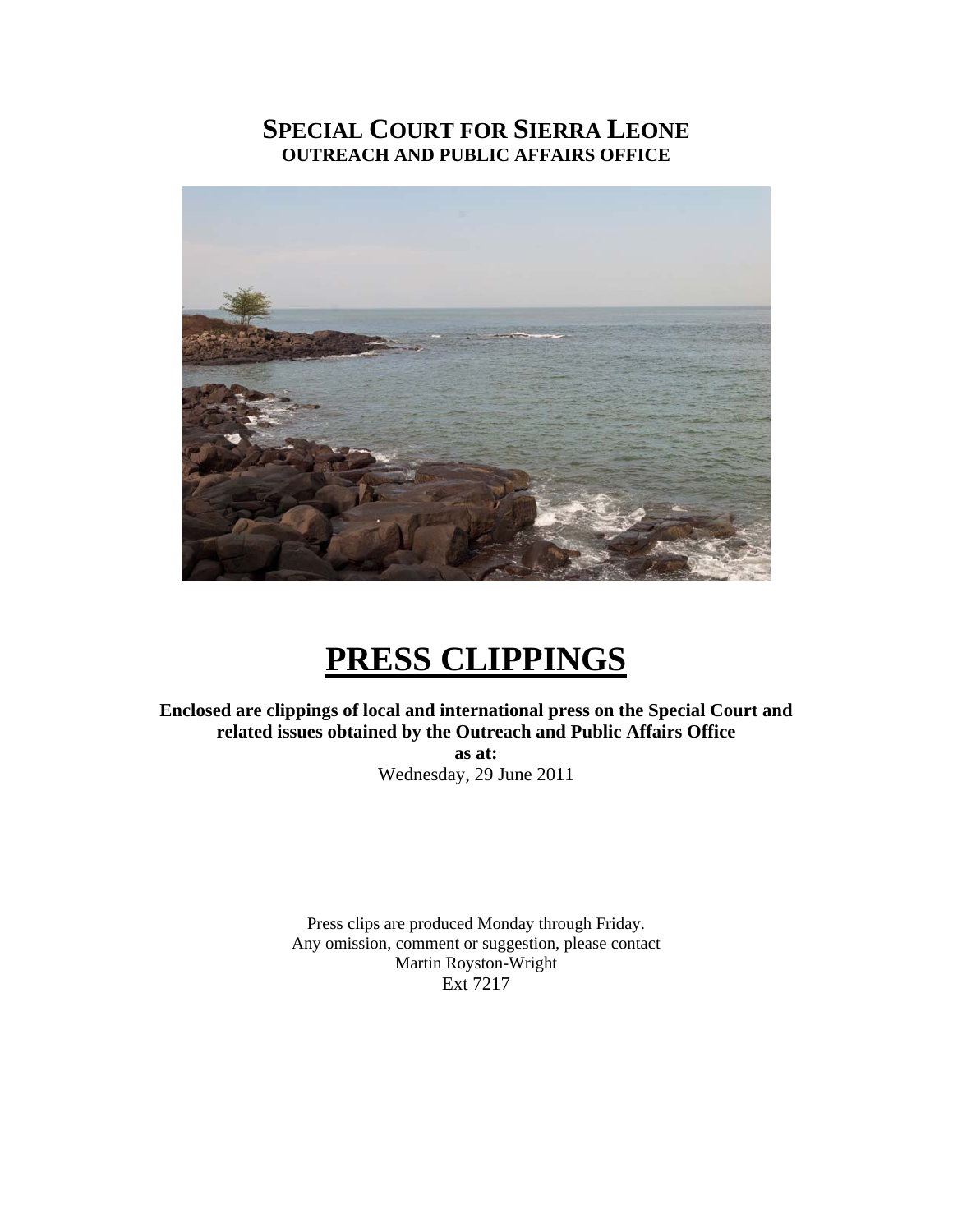# SPECIAL COURT FOR SIERRA LEONE
**OUTREACH AND PUBLIC AFFAIRS OFFICE**

# PRESS CLIPPINGS

**Enclosed are clippings of local and international press on the Special Court and related issues obtained by the Outreach and Public Affairs Office**
**as at:**
Wednesday, 29 June 2011

Press clips are produced Monday through Friday.
Any omission, comment or suggestion, please contact
Martin Royston-Wright
Ext 7217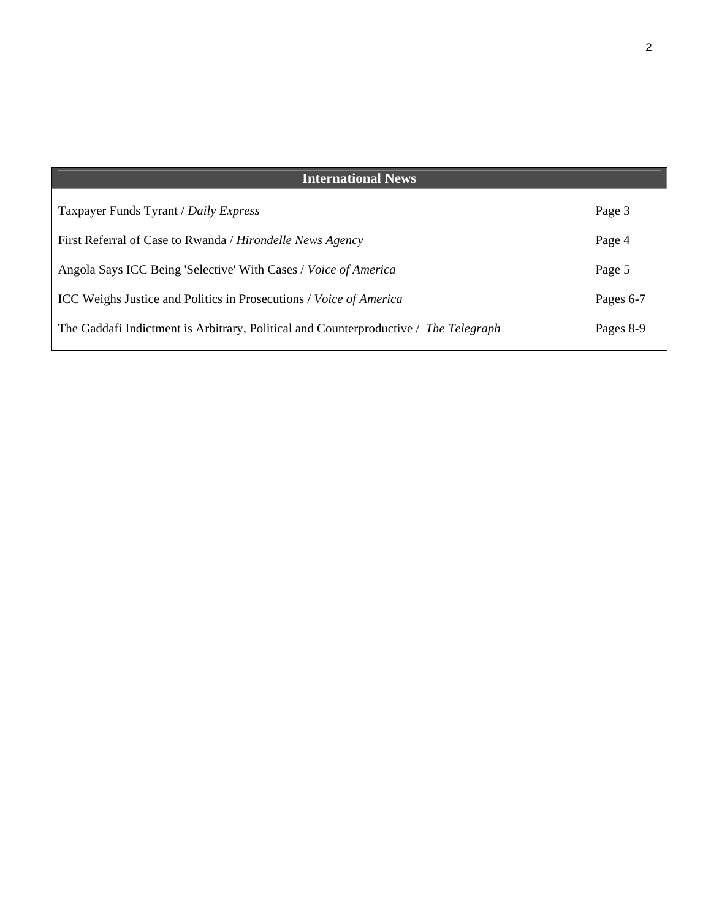| International News | |
| --- | --- |
| Taxpayer Funds Tyrant / *Daily Express* | Page 3 |
| First Referral of Case to Rwanda / *Hirondelle News Agency* | Page 4 |
| Angola Says ICC Being 'Selective' With Cases / *Voice of America* | Page 5 |
| ICC Weighs Justice and Politics in Prosecutions / *Voice of America* | Pages 6-7 |
| The Gaddafi Indictment is Arbitrary, Political and Counterproductive / *The Telegraph* | Pages 8-9 |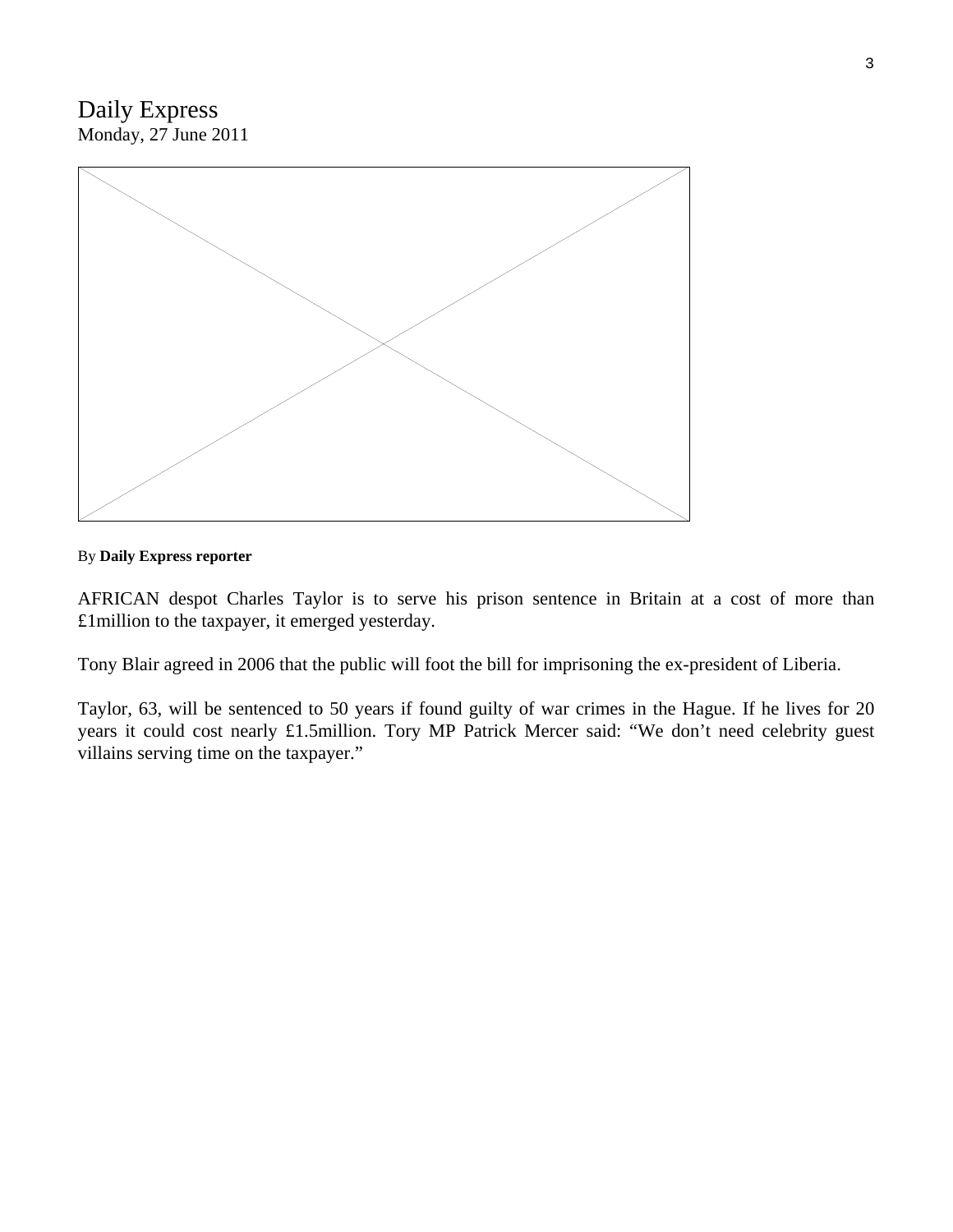# Daily Express

Monday, 27 June 2011

By **Daily Express reporter**

AFRICAN despot Charles Taylor is to serve his prison sentence in Britain at a cost of more than £1million to the taxpayer, it emerged yesterday.

Tony Blair agreed in 2006 that the public will foot the bill for imprisoning the ex-president of Liberia.

Taylor, 63, will be sentenced to 50 years if found guilty of war crimes in the Hague. If he lives for 20 years it could cost nearly £1.5million. Tory MP Patrick Mercer said: "We don't need celebrity guest villains serving time on the taxpayer."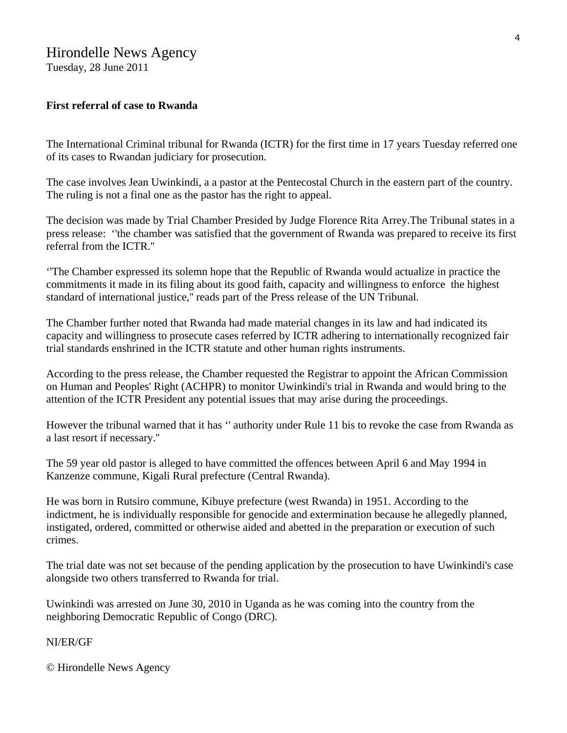Hirondelle News Agency
Tuesday, 28 June 2011

**First referral of case to Rwanda**

The International Criminal tribunal for Rwanda (ICTR) for the first time in 17 years Tuesday referred one of its cases to Rwandan judiciary for prosecution.

The case involves Jean Uwinkindi, a a pastor at the Pentecostal Church in the eastern part of the country. The ruling is not a final one as the pastor has the right to appeal.

The decision was made by Trial Chamber Presided by Judge Florence Rita Arrey.The Tribunal states in a press release: ‘'the chamber was satisfied that the government of Rwanda was prepared to receive its first referral from the ICTR."

‘'The Chamber expressed its solemn hope that the Republic of Rwanda would actualize in practice the commitments it made in its filing about its good faith, capacity and willingness to enforce the highest standard of international justice," reads part of the Press release of the UN Tribunal.

The Chamber further noted that Rwanda had made material changes in its law and had indicated its capacity and willingness to prosecute cases referred by ICTR adhering to internationally recognized fair trial standards enshrined in the ICTR statute and other human rights instruments.

According to the press release, the Chamber requested the Registrar to appoint the African Commission on Human and Peoples' Right (ACHPR) to monitor Uwinkindi's trial in Rwanda and would bring to the attention of the ICTR President any potential issues that may arise during the proceedings.

However the tribunal warned that it has ‘' authority under Rule 11 bis to revoke the case from Rwanda as a last resort if necessary."

The 59 year old pastor is alleged to have committed the offences between April 6 and May 1994 in Kanzenze commune, Kigali Rural prefecture (Central Rwanda).

He was born in Rutsiro commune, Kibuye prefecture (west Rwanda) in 1951. According to the indictment, he is individually responsible for genocide and extermination because he allegedly planned, instigated, ordered, committed or otherwise aided and abetted in the preparation or execution of such crimes.

The trial date was not set because of the pending application by the prosecution to have Uwinkindi's case alongside two others transferred to Rwanda for trial.

Uwinkindi was arrested on June 30, 2010 in Uganda as he was coming into the country from the neighboring Democratic Republic of Congo (DRC).

NI/ER/GF

© Hirondelle News Agency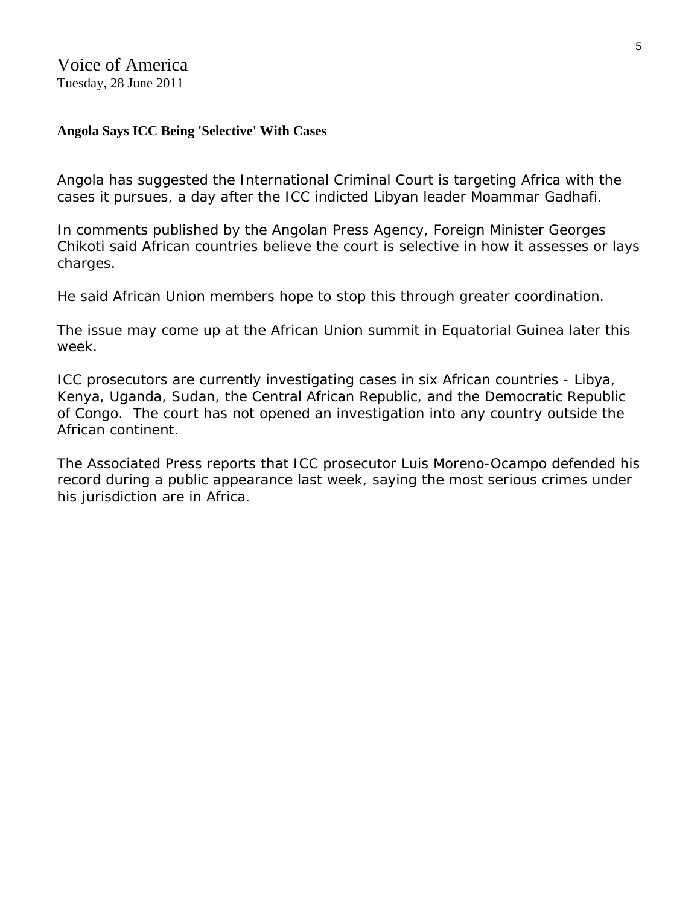Voice of America
Tuesday, 28 June 2011

**Angola Says ICC Being 'Selective' With Cases**

Angola has suggested the International Criminal Court is targeting Africa with the cases it pursues, a day after the ICC indicted Libyan leader Moammar Gadhafi.

In comments published by the Angolan Press Agency, Foreign Minister Georges Chikoti said African countries believe the court is selective in how it assesses or lays charges.

He said African Union members hope to stop this through greater coordination.

The issue may come up at the African Union summit in Equatorial Guinea later this week.

ICC prosecutors are currently investigating cases in six African countries - Libya, Kenya, Uganda, Sudan, the Central African Republic, and the Democratic Republic of Congo. The court has not opened an investigation into any country outside the African continent.

The Associated Press reports that ICC prosecutor Luis Moreno-Ocampo defended his record during a public appearance last week, saying the most serious crimes under his jurisdiction are in Africa.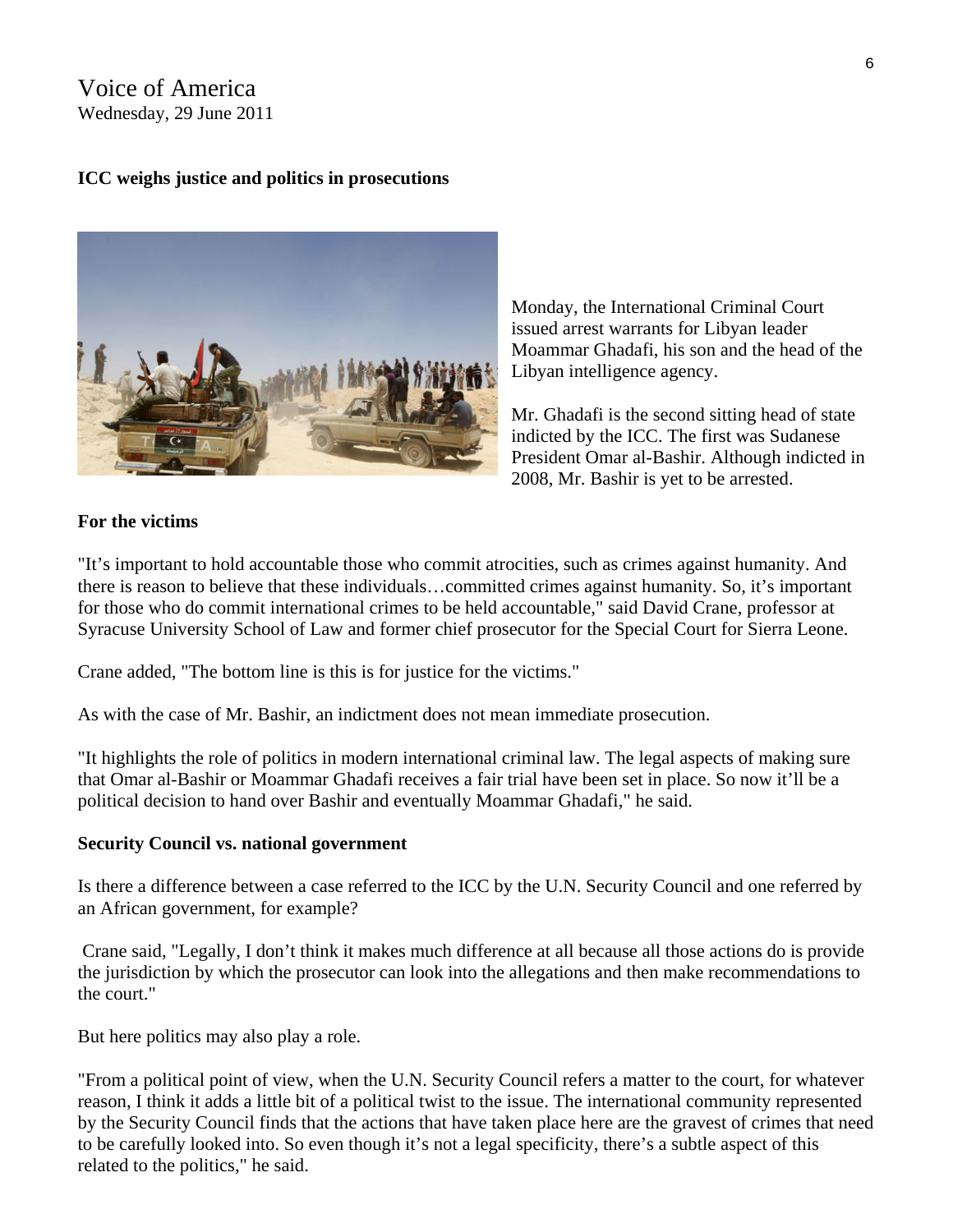Voice of America
Wednesday, 29 June 2011

**ICC weighs justice and politics in prosecutions**

Monday, the International Criminal Court issued arrest warrants for Libyan leader Moammar Ghadafi, his son and the head of the Libyan intelligence agency.

Mr. Ghadafi is the second sitting head of state indicted by the ICC. The first was Sudanese President Omar al-Bashir. Although indicted in 2008, Mr. Bashir is yet to be arrested.

**For the victims**

"It's important to hold accountable those who commit atrocities, such as crimes against humanity. And there is reason to believe that these individuals…committed crimes against humanity. So, it's important for those who do commit international crimes to be held accountable," said David Crane, professor at Syracuse University School of Law and former chief prosecutor for the Special Court for Sierra Leone.

Crane added, "The bottom line is this is for justice for the victims."

As with the case of Mr. Bashir, an indictment does not mean immediate prosecution.

"It highlights the role of politics in modern international criminal law. The legal aspects of making sure that Omar al-Bashir or Moammar Ghadafi receives a fair trial have been set in place. So now it'll be a political decision to hand over Bashir and eventually Moammar Ghadafi," he said.

**Security Council vs. national government**

Is there a difference between a case referred to the ICC by the U.N. Security Council and one referred by an African government, for example?

Crane said, "Legally, I don't think it makes much difference at all because all those actions do is provide the jurisdiction by which the prosecutor can look into the allegations and then make recommendations to the court."

But here politics may also play a role.

"From a political point of view, when the U.N. Security Council refers a matter to the court, for whatever reason, I think it adds a little bit of a political twist to the issue. The international community represented by the Security Council finds that the actions that have taken place here are the gravest of crimes that need to be carefully looked into. So even though it's not a legal specificity, there's a subtle aspect of this related to the politics," he said.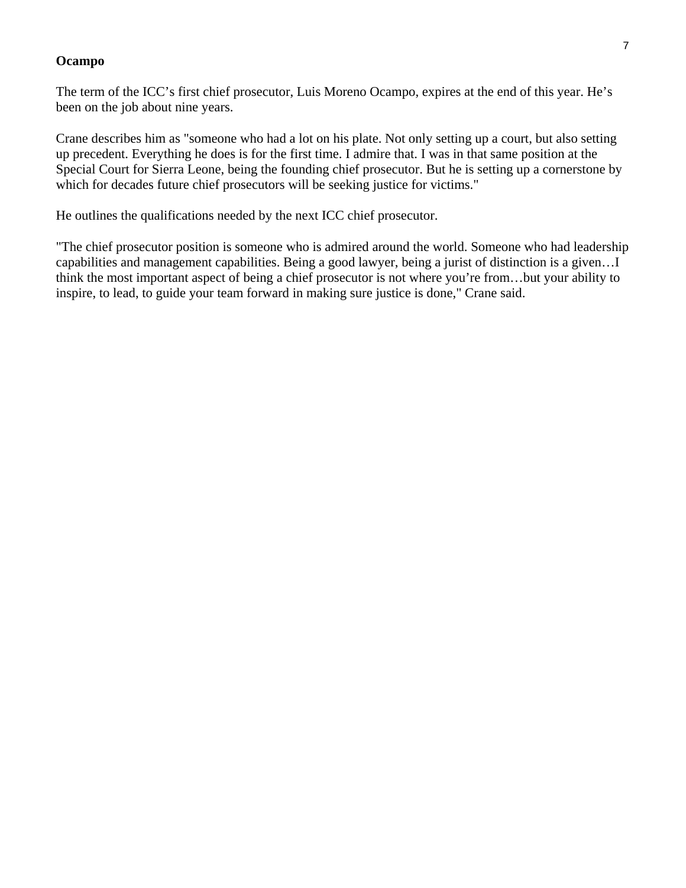**Ocampo**

The term of the ICC’s first chief prosecutor, Luis Moreno Ocampo, expires at the end of this year. He’s been on the job about nine years.

Crane describes him as "someone who had a lot on his plate. Not only setting up a court, but also setting up precedent. Everything he does is for the first time. I admire that. I was in that same position at the Special Court for Sierra Leone, being the founding chief prosecutor. But he is setting up a cornerstone by which for decades future chief prosecutors will be seeking justice for victims."

He outlines the qualifications needed by the next ICC chief prosecutor.

"The chief prosecutor position is someone who is admired around the world. Someone who had leadership capabilities and management capabilities. Being a good lawyer, being a jurist of distinction is a given…I think the most important aspect of being a chief prosecutor is not where you’re from…but your ability to inspire, to lead, to guide your team forward in making sure justice is done," Crane said.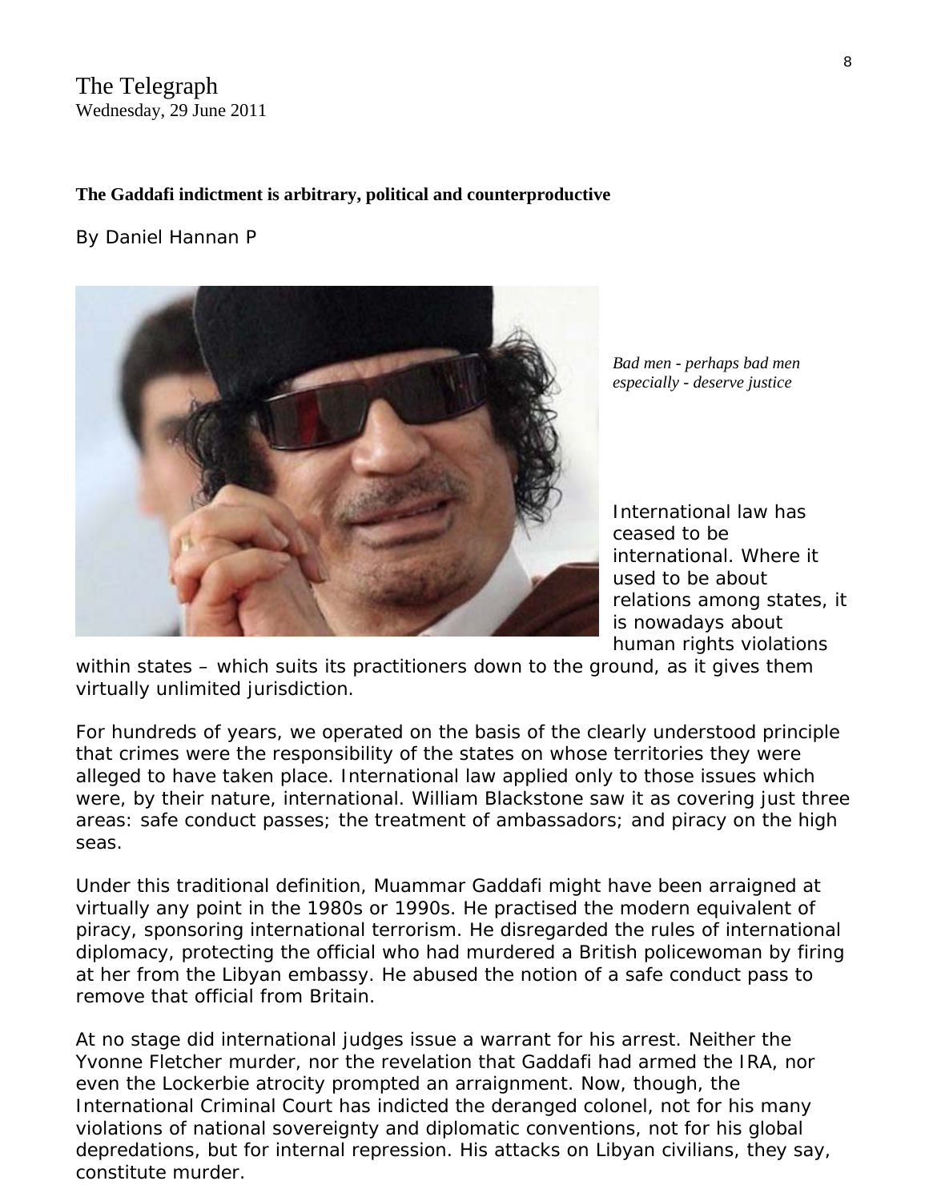The Telegraph
Wednesday, 29 June 2011

**The Gaddafi indictment is arbitrary, political and counterproductive**

By Daniel Hannan P

*Bad men - perhaps bad men especially - deserve justice*

International law has ceased to be international. Where it used to be about relations among states, it is nowadays about human rights violations within states – which suits its practitioners down to the ground, as it gives them virtually unlimited jurisdiction.

For hundreds of years, we operated on the basis of the clearly understood principle that crimes were the responsibility of the states on whose territories they were alleged to have taken place. International law applied only to those issues which were, by their nature, international. William Blackstone saw it as covering just three areas: safe conduct passes; the treatment of ambassadors; and piracy on the high seas.

Under this traditional definition, Muammar Gaddafi might have been arraigned at virtually any point in the 1980s or 1990s. He practised the modern equivalent of piracy, sponsoring international terrorism. He disregarded the rules of international diplomacy, protecting the official who had murdered a British policewoman by firing at her from the Libyan embassy. He abused the notion of a safe conduct pass to remove that official from Britain.

At no stage did international judges issue a warrant for his arrest. Neither the Yvonne Fletcher murder, nor the revelation that Gaddafi had armed the IRA, nor even the Lockerbie atrocity prompted an arraignment. Now, though, the International Criminal Court has indicted the deranged colonel, not for his many violations of national sovereignty and diplomatic conventions, not for his global depredations, but for internal repression. His attacks on Libyan civilians, they say, constitute murder.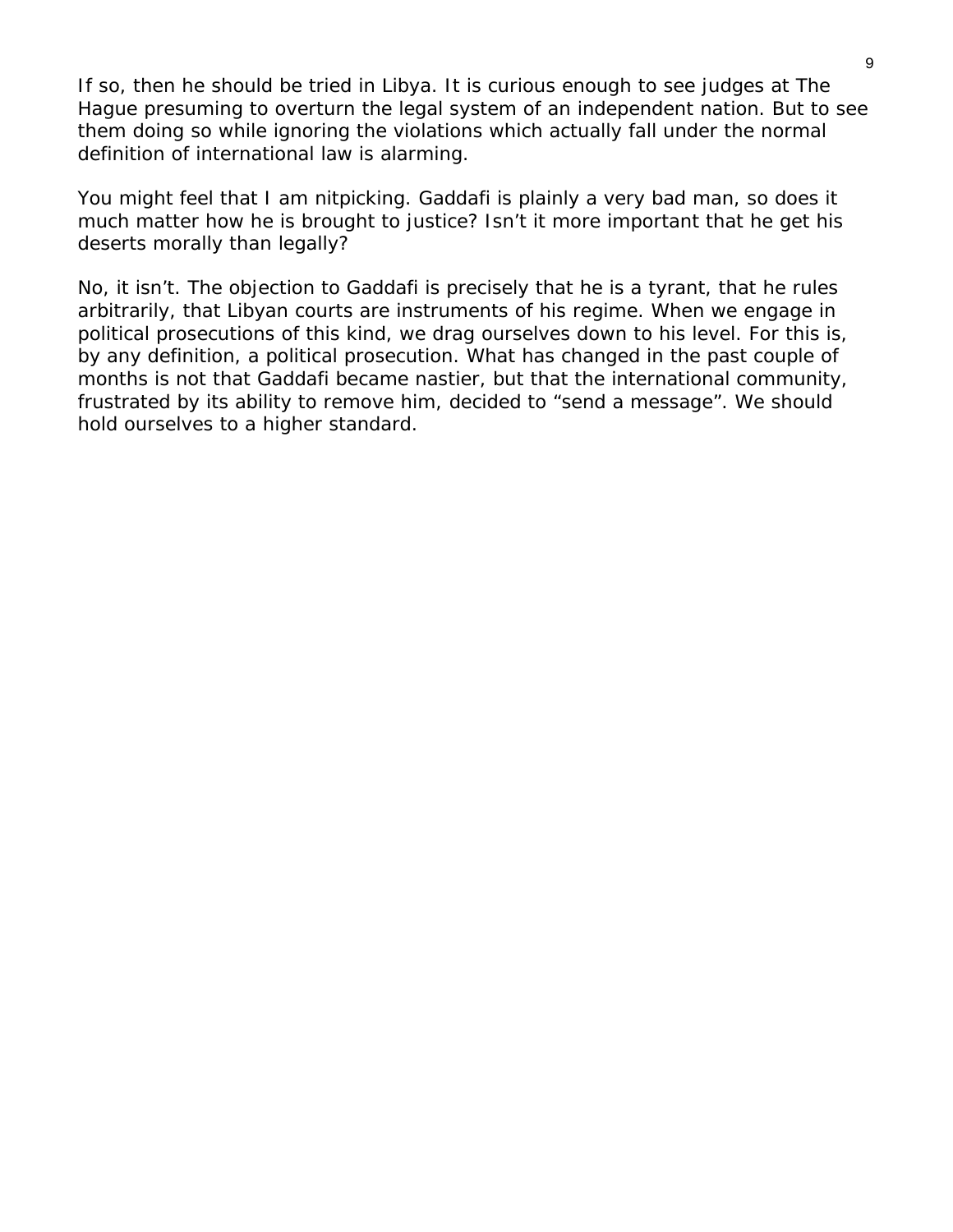If so, then he should be tried in Libya. It is curious enough to see judges at The Hague presuming to overturn the legal system of an independent nation. But to see them doing so while ignoring the violations which actually fall under the normal definition of international law is alarming.

You might feel that I am nitpicking. Gaddafi is plainly a very bad man, so does it much matter how he is brought to justice? Isn't it more important that he get his deserts morally than legally?

No, it isn't. The objection to Gaddafi is precisely that he is a tyrant, that he rules arbitrarily, that Libyan courts are instruments of his regime. When we engage in political prosecutions of this kind, we drag ourselves down to his level. For this is, by any definition, a political prosecution. What has changed in the past couple of months is not that Gaddafi became nastier, but that the international community, frustrated by its ability to remove him, decided to "send a message". We should hold ourselves to a higher standard.